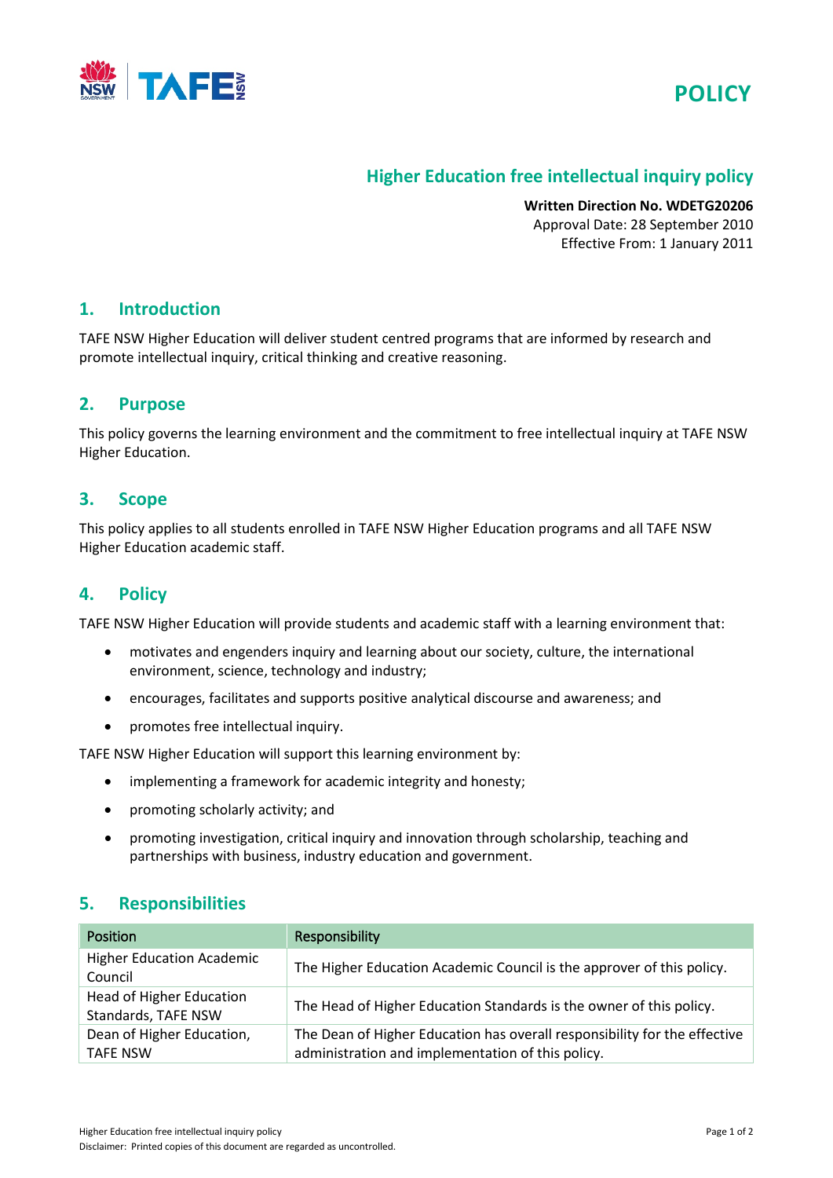**POLICY**

# Higher Education free intellectual inquiry policy

**Written Direction No. WDETG20206**
Approval Date: 28 September 2010
Effective From: 1 January 2011

## 1. Introduction

TAFE NSW Higher Education will deliver student centred programs that are informed by research and promote intellectual inquiry, critical thinking and creative reasoning.

## 2. Purpose

This policy governs the learning environment and the commitment to free intellectual inquiry at TAFE NSW Higher Education.

## 3. Scope

This policy applies to all students enrolled in TAFE NSW Higher Education programs and all TAFE NSW Higher Education academic staff.

## 4. Policy

TAFE NSW Higher Education will provide students and academic staff with a learning environment that:

- motivates and engenders inquiry and learning about our society, culture, the international environment, science, technology and industry;
- encourages, facilitates and supports positive analytical discourse and awareness; and
- promotes free intellectual inquiry.

TAFE NSW Higher Education will support this learning environment by:

- implementing a framework for academic integrity and honesty;
- promoting scholarly activity; and
- promoting investigation, critical inquiry and innovation through scholarship, teaching and partnerships with business, industry education and government.

## 5. Responsibilities

| Position | Responsibility |
|---|---|
| Higher Education Academic Council | The Higher Education Academic Council is the approver of this policy. |
| Head of Higher Education Standards, TAFE NSW | The Head of Higher Education Standards is the owner of this policy. |
| Dean of Higher Education, TAFE NSW | The Dean of Higher Education has overall responsibility for the effective administration and implementation of this policy. |

Disclaimer: Printed copies of this document are regarded as uncontrolled.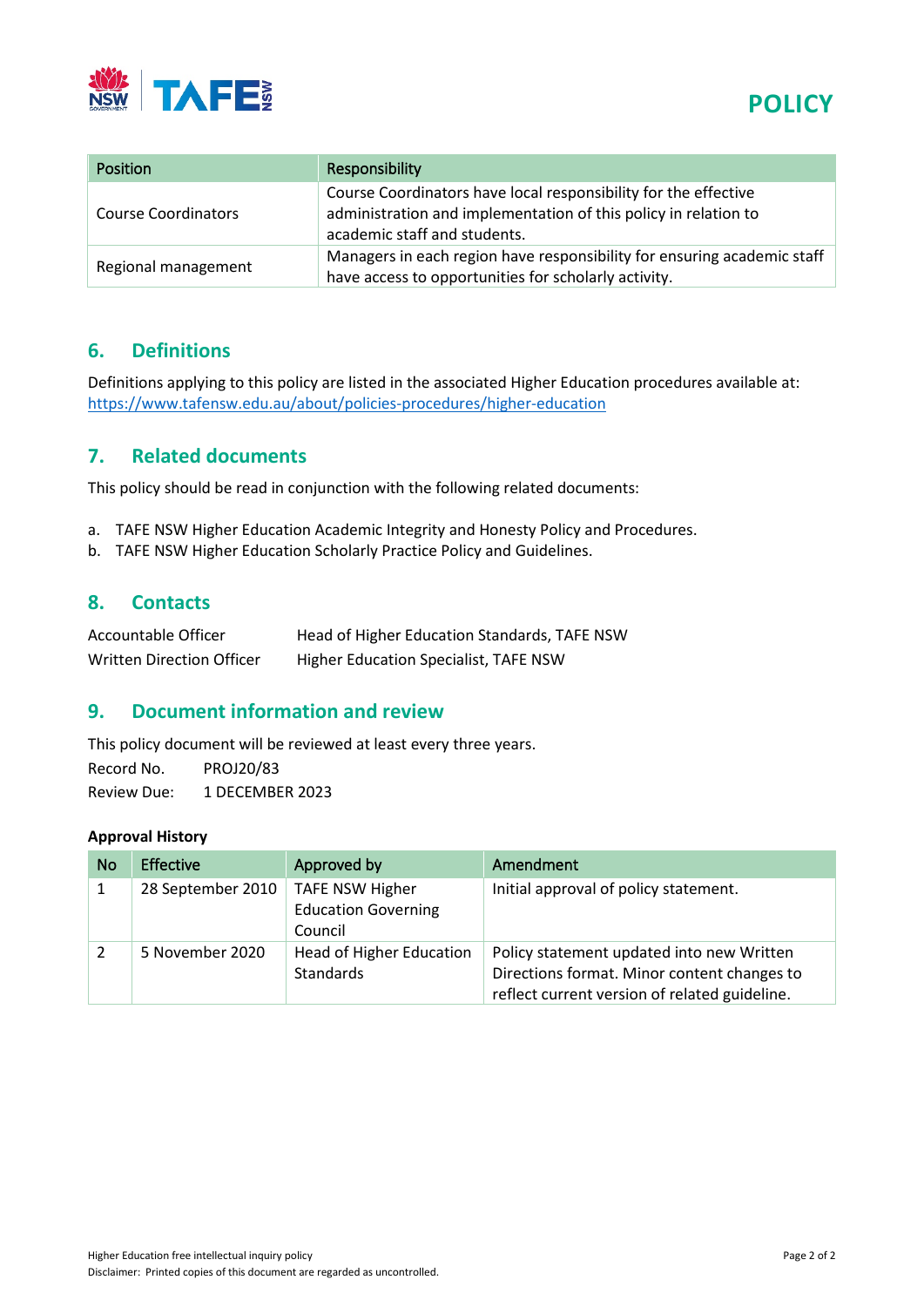| Position | Responsibility |
|---|---|
| Course Coordinators | Course Coordinators have local responsibility for the effective administration and implementation of this policy in relation to academic staff and students. |
| Regional management | Managers in each region have responsibility for ensuring academic staff have access to opportunities for scholarly activity. |

## 6. Definitions

Definitions applying to this policy are listed in the associated Higher Education procedures available at: https://www.tafensw.edu.au/about/policies-procedures/higher-education

## 7. Related documents

This policy should be read in conjunction with the following related documents:

a. TAFE NSW Higher Education Academic Integrity and Honesty Policy and Procedures.
b. TAFE NSW Higher Education Scholarly Practice Policy and Guidelines.

## 8. Contacts

| | |
|---|---|
| Accountable Officer | Head of Higher Education Standards, TAFE NSW |
| Written Direction Officer | Higher Education Specialist, TAFE NSW |

## 9. Document information and review

This policy document will be reviewed at least every three years.

Record No. PROJ20/83

Review Due: 1 DECEMBER 2023

**Approval History**

| No | Effective | Approved by | Amendment |
|---|---|---|---|
| 1 | 28 September 2010 | TAFE NSW Higher Education Governing Council | Initial approval of policy statement. |
| 2 | 5 November 2020 | Head of Higher Education Standards | Policy statement updated into new Written Directions format. Minor content changes to reflect current version of related guideline. |

Disclaimer: Printed copies of this document are regarded as uncontrolled.